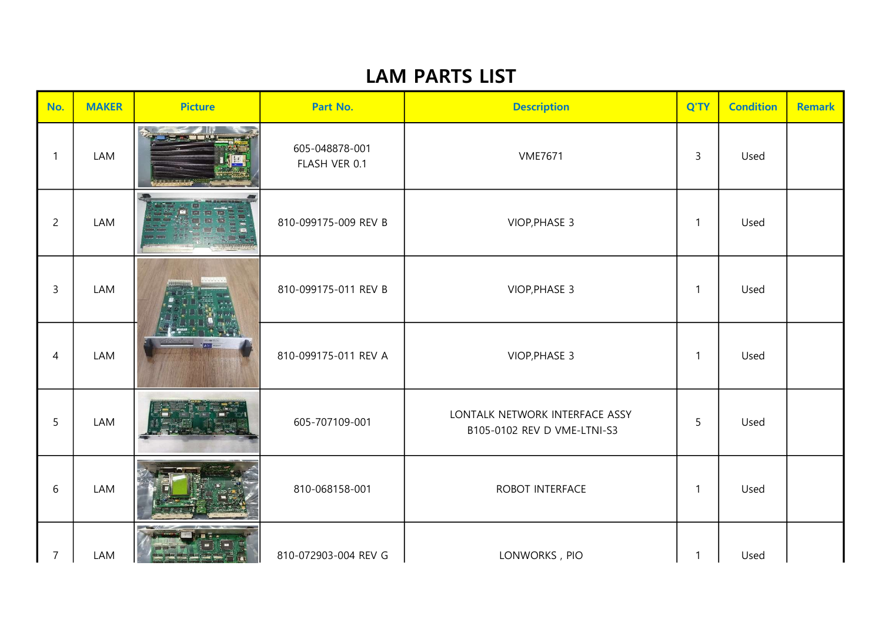# LAM PARTS LIST

| No. | MAKER | Picture | Part No. | Description | Q'TY | Condition | Remark |
|---|---|---|---|---|---|---|---|
| 1 | LAM | | 605-048878-001<br>FLASH VER 0.1 | VME7671 | 3 | Used | |
| 2 | LAM | | 810-099175-009 REV B | VIOP,PHASE 3 | 1 | Used | |
| 3 | LAM | | 810-099175-011 REV B | VIOP,PHASE 3 | 1 | Used | |
| 4 | LAM | | 810-099175-011 REV A | VIOP,PHASE 3 | 1 | Used | |
| 5 | LAM | | 605-707109-001 | LONTALK NETWORK INTERFACE ASSY<br>B105-0102 REV D VME-LTNI-S3 | 5 | Used | |
| 6 | LAM | | 810-068158-001 | ROBOT INTERFACE | 1 | Used | |
| 7 | LAM | | 810-072903-004 REV G | LONWORKS , PIO | 1 | Used | |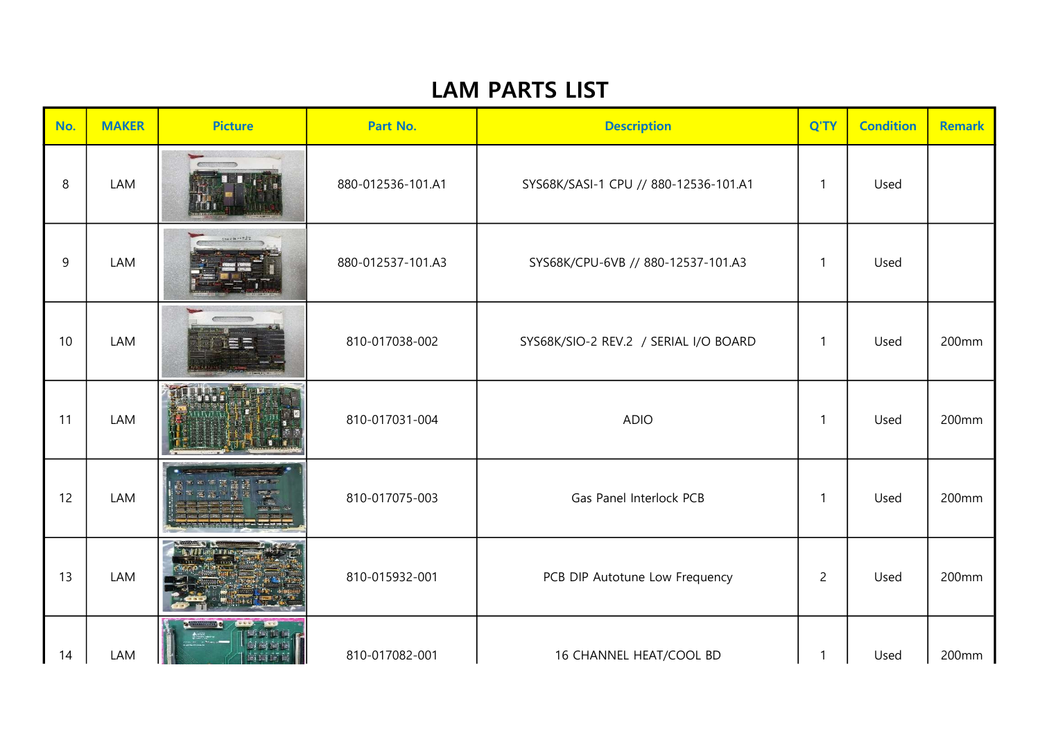# LAM PARTS LIST

| No. | MAKER | Picture | Part No. | Description | Q'TY | Condition | Remark |
|---|---|---|---|---|---|---|---|
| 8 | LAM | | 880-012536-101.A1 | SYS68K/SASI-1 CPU // 880-12536-101.A1 | 1 | Used | |
| 9 | LAM | | 880-012537-101.A3 | SYS68K/CPU-6VB // 880-12537-101.A3 | 1 | Used | |
| 10 | LAM | | 810-017038-002 | SYS68K/SIO-2 REV.2 / SERIAL I/O BOARD | 1 | Used | 200mm |
| 11 | LAM | | 810-017031-004 | ADIO | 1 | Used | 200mm |
| 12 | LAM | | 810-017075-003 | Gas Panel Interlock PCB | 1 | Used | 200mm |
| 13 | LAM | | 810-015932-001 | PCB DIP Autotune Low Frequency | 2 | Used | 200mm |
| 14 | LAM | | 810-017082-001 | 16 CHANNEL HEAT/COOL BD | 1 | Used | 200mm |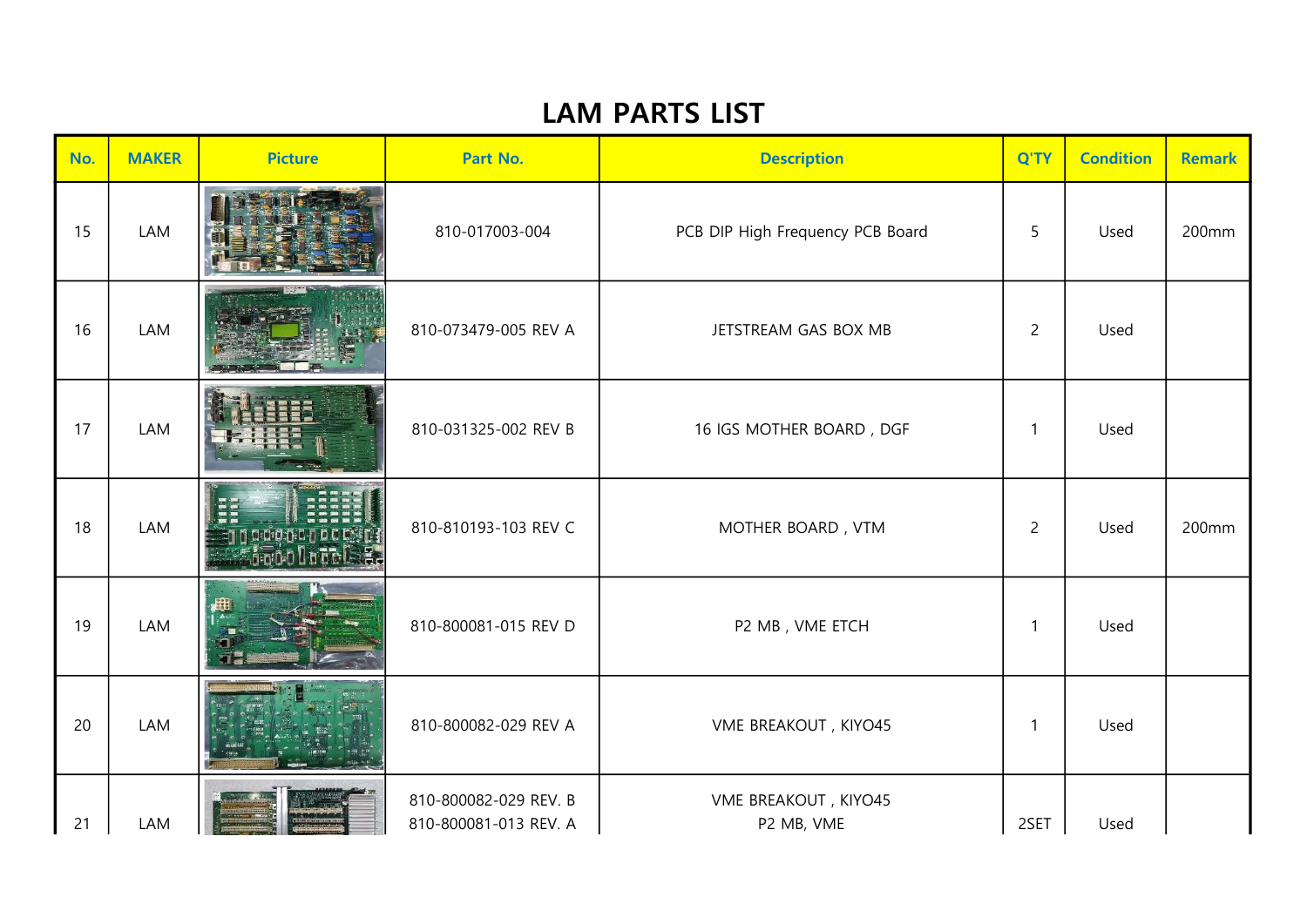# LAM PARTS LIST

| No. | MAKER | Picture | Part No. | Description | Q'TY | Condition | Remark |
|---|---|---|---|---|---|---|---|
| 15 | LAM | | 810-017003-004 | PCB DIP High Frequency PCB Board | 5 | Used | 200mm |
| 16 | LAM | | 810-073479-005 REV A | JETSTREAM GAS BOX MB | 2 | Used | |
| 17 | LAM | | 810-031325-002 REV B | 16 IGS MOTHER BOARD , DGF | 1 | Used | |
| 18 | LAM | | 810-810193-103 REV C | MOTHER BOARD , VTM | 2 | Used | 200mm |
| 19 | LAM | | 810-800081-015 REV D | P2 MB , VME ETCH | 1 | Used | |
| 20 | LAM | | 810-800082-029 REV A | VME BREAKOUT , KIYO45 | 1 | Used | |
| 21 | LAM | | 810-800082-029 REV. B<br>810-800081-013 REV. A | VME BREAKOUT , KIYO45<br>P2 MB, VME | 2SET | Used | |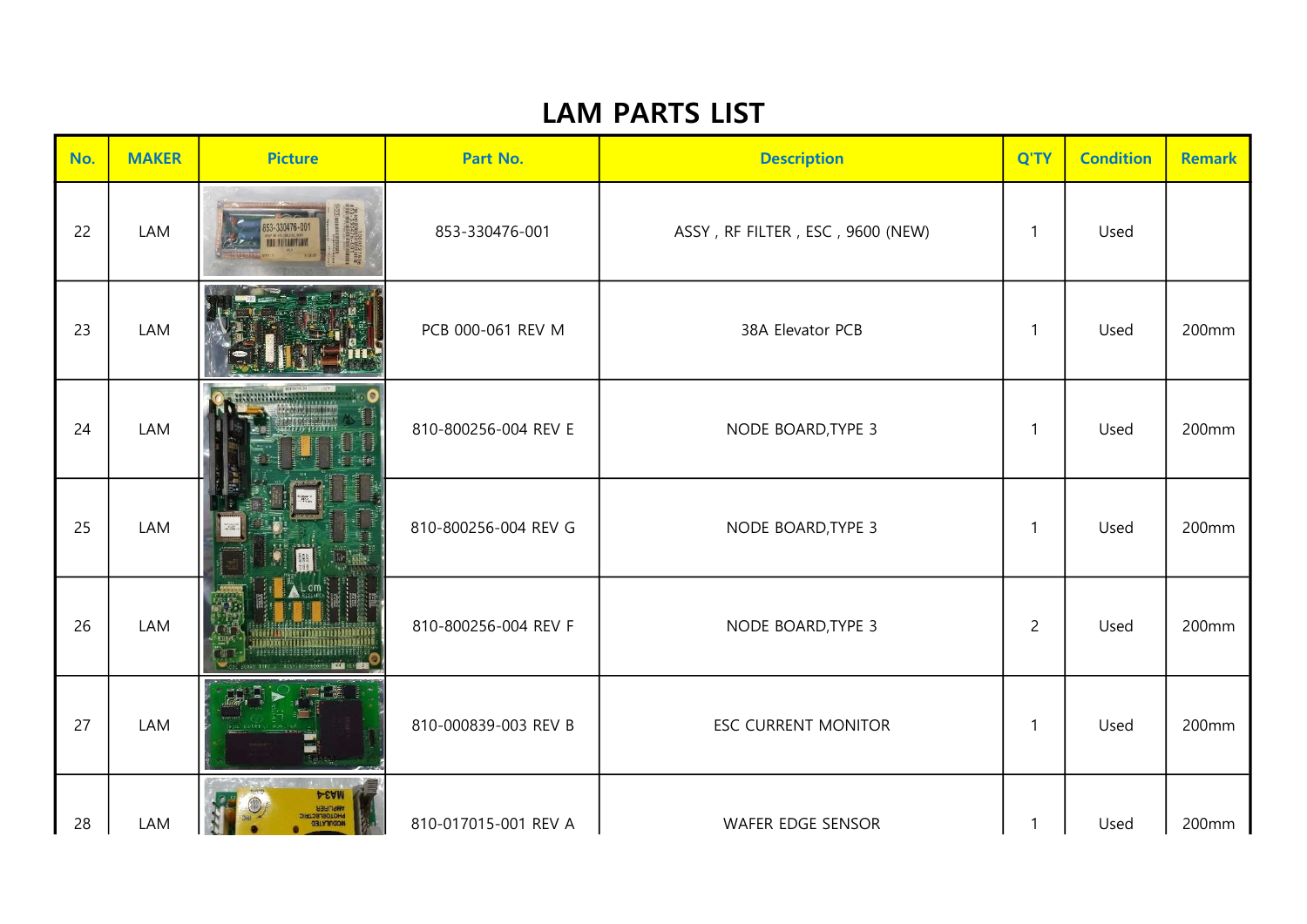# LAM PARTS LIST

| No. | MAKER | Picture | Part No. | Description | Q'TY | Condition | Remark |
|---|---|---|---|---|---|---|---|
| 22 | LAM | | 853-330476-001 | ASSY , RF FILTER , ESC , 9600 (NEW) | 1 | Used | |
| 23 | LAM | | PCB 000-061 REV M | 38A Elevator PCB | 1 | Used | 200mm |
| 24 | LAM | | 810-800256-004 REV E | NODE BOARD,TYPE 3 | 1 | Used | 200mm |
| 25 | LAM | | 810-800256-004 REV G | NODE BOARD,TYPE 3 | 1 | Used | 200mm |
| 26 | LAM | | 810-800256-004 REV F | NODE BOARD,TYPE 3 | 2 | Used | 200mm |
| 27 | LAM | | 810-000839-003 REV B | ESC CURRENT MONITOR | 1 | Used | 200mm |
| 28 | LAM | | 810-017015-001 REV A | WAFER EDGE SENSOR | 1 | Used | 200mm |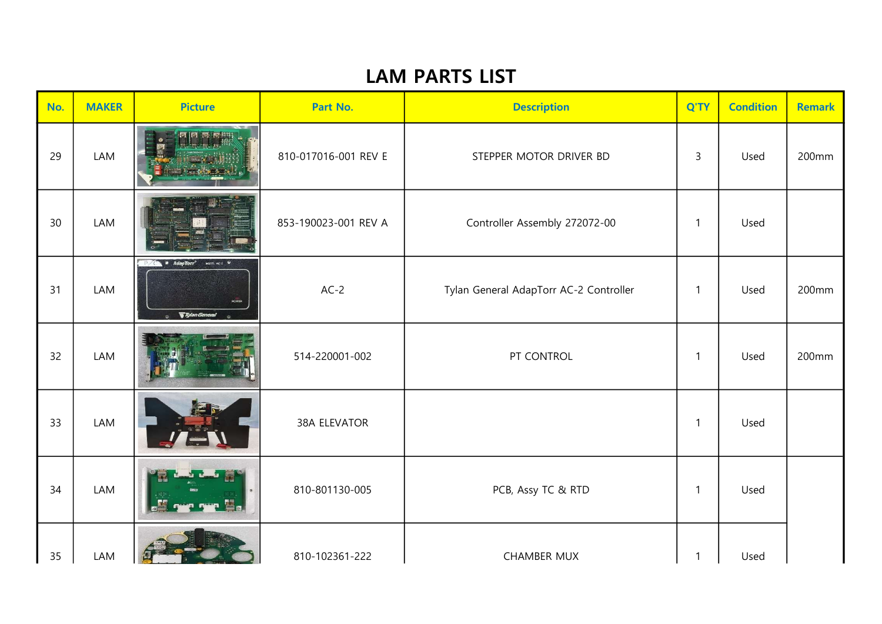# LAM PARTS LIST

| No. | MAKER | Picture | Part No. | Description | Q'TY | Condition | Remark |
|---|---|---|---|---|---|---|---|
| 29 | LAM | | 810-017016-001 REV E | STEPPER MOTOR DRIVER BD | 3 | Used | 200mm |
| 30 | LAM | | 853-190023-001 REV A | Controller Assembly 272072-00 | 1 | Used | |
| 31 | LAM | | AC-2 | Tylan General AdapTorr AC-2 Controller | 1 | Used | 200mm |
| 32 | LAM | | 514-220001-002 | PT CONTROL | 1 | Used | 200mm |
| 33 | LAM | | 38A ELEVATOR | | 1 | Used | |
| 34 | LAM | | 810-801130-005 | PCB, Assy TC & RTD | 1 | Used | |
| 35 | LAM | | 810-102361-222 | CHAMBER MUX | 1 | Used | |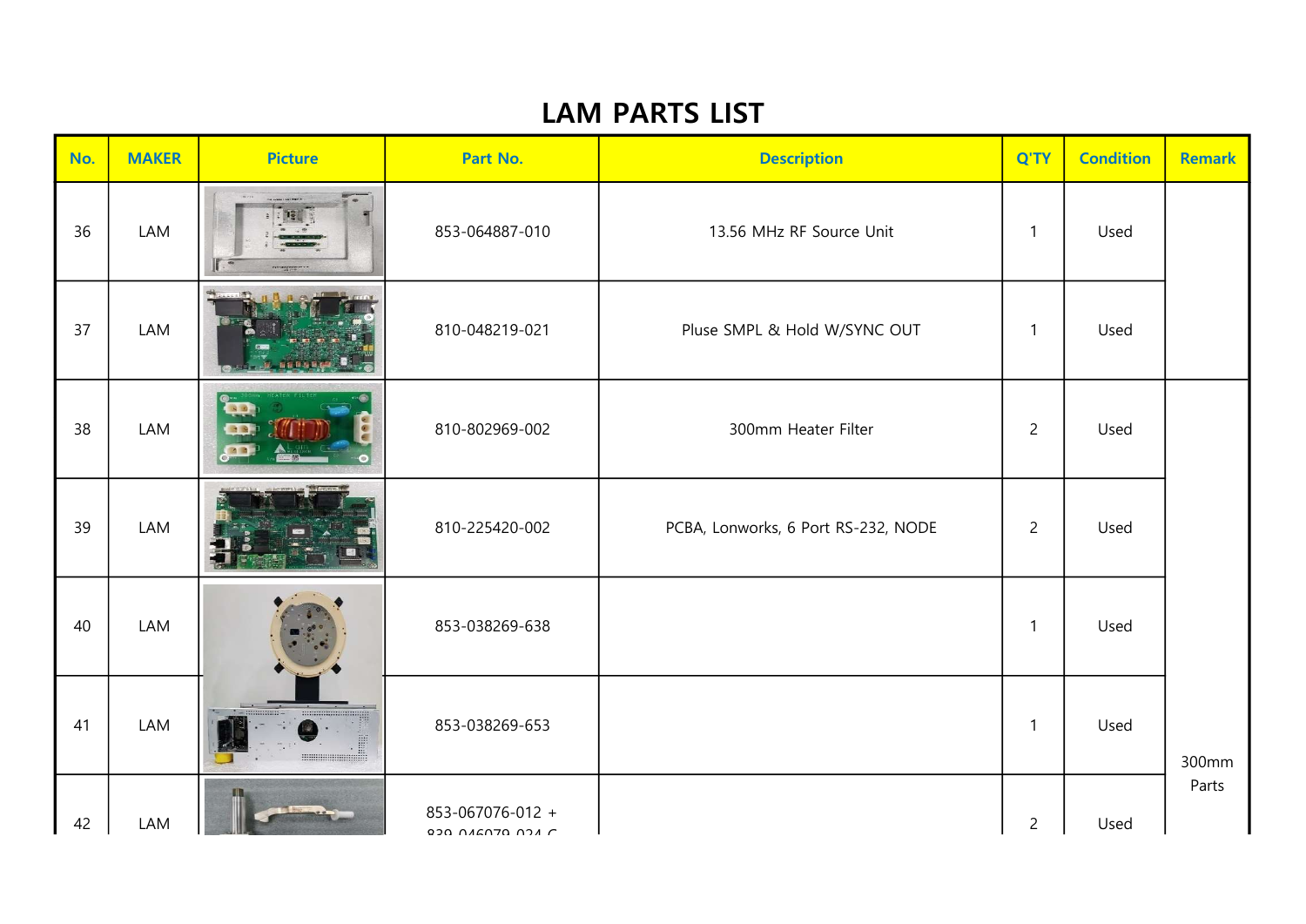# LAM PARTS LIST

| No. | MAKER | Picture | Part No. | Description | Q'TY | Condition | Remark |
|---|---|---|---|---|---|---|---|
| 36 | LAM | | 853-064887-010 | 13.56 MHz RF Source Unit | 1 | Used | |
| 37 | LAM | | 810-048219-021 | Pluse SMPL & Hold W/SYNC OUT | 1 | Used | |
| 38 | LAM | | 810-802969-002 | 300mm Heater Filter | 2 | Used | 300mm Parts |
| 39 | LAM | | 810-225420-002 | PCBA, Lonworks, 6 Port RS-232, NODE | 2 | Used | |
| 40 | LAM | | 853-038269-638 | | 1 | Used | |
| 41 | LAM | | 853-038269-653 | | 1 | Used | |
| 42 | LAM | | 853-067076-012 + 839-046079-024 C | | 2 | Used | |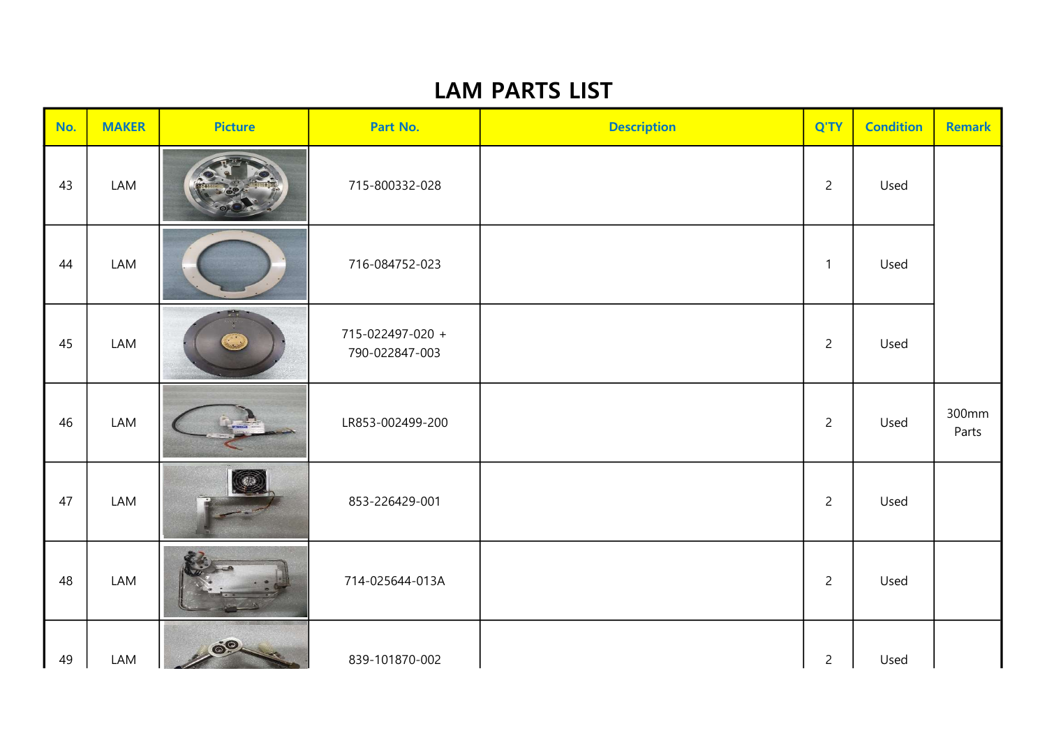# LAM PARTS LIST

| No. | MAKER | Picture | Part No. | Description | Q'TY | Condition | Remark |
|---|---|---|---|---|---|---|---|
| 43 | LAM | | 715-800332-028 | | 2 | Used | |
| 44 | LAM | | 716-084752-023 | | 1 | Used | |
| 45 | LAM | | 715-022497-020 + 790-022847-003 | | 2 | Used | |
| 46 | LAM | | LR853-002499-200 | | 2 | Used | 300mm Parts |
| 47 | LAM | | 853-226429-001 | | 2 | Used | |
| 48 | LAM | | 714-025644-013A | | 2 | Used | |
| 49 | LAM | | 839-101870-002 | | 2 | Used | |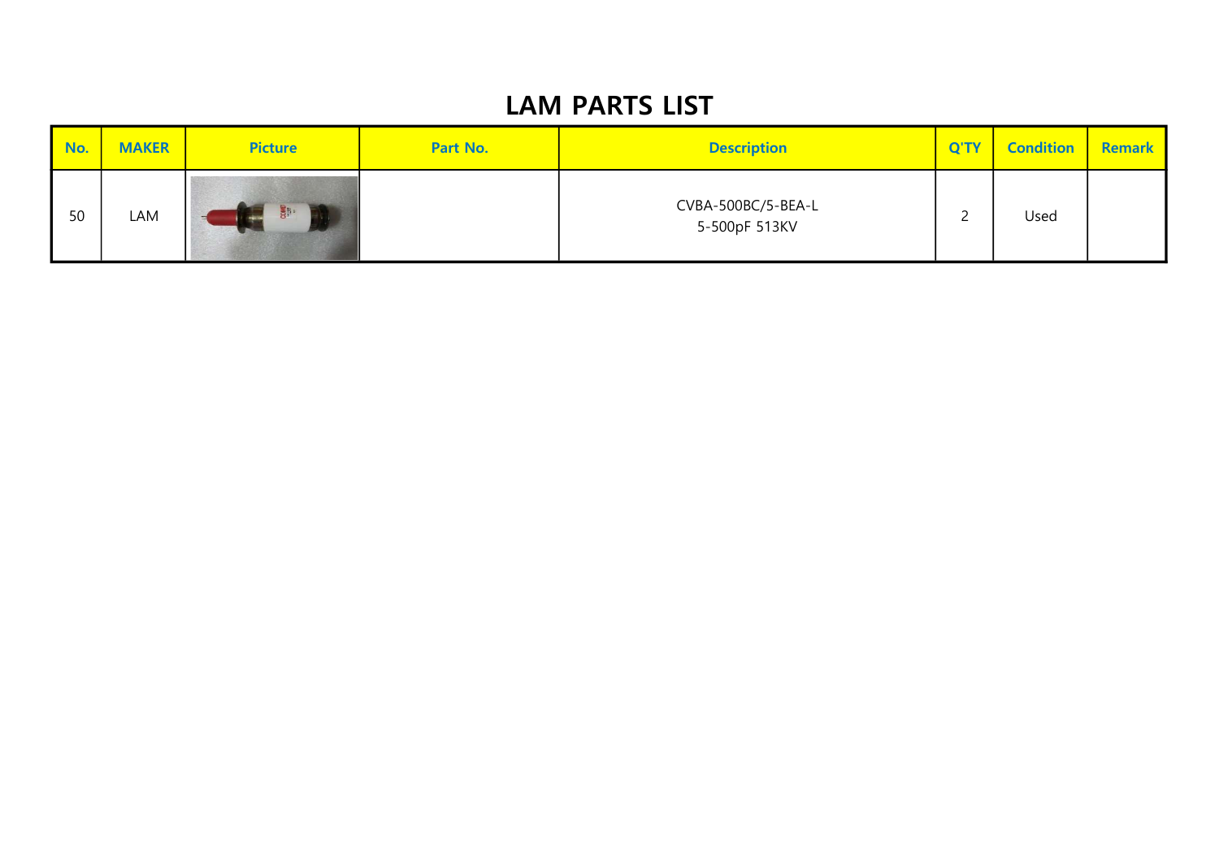# LAM PARTS LIST

| No. | MAKER | Picture | Part No. | Description | Q'TY | Condition | Remark |
|---|---|---|---|---|---|---|---|
| 50 | LAM | | | CVBA-500BC/5-BEA-L<br>5-500pF 513KV | 2 | Used | |